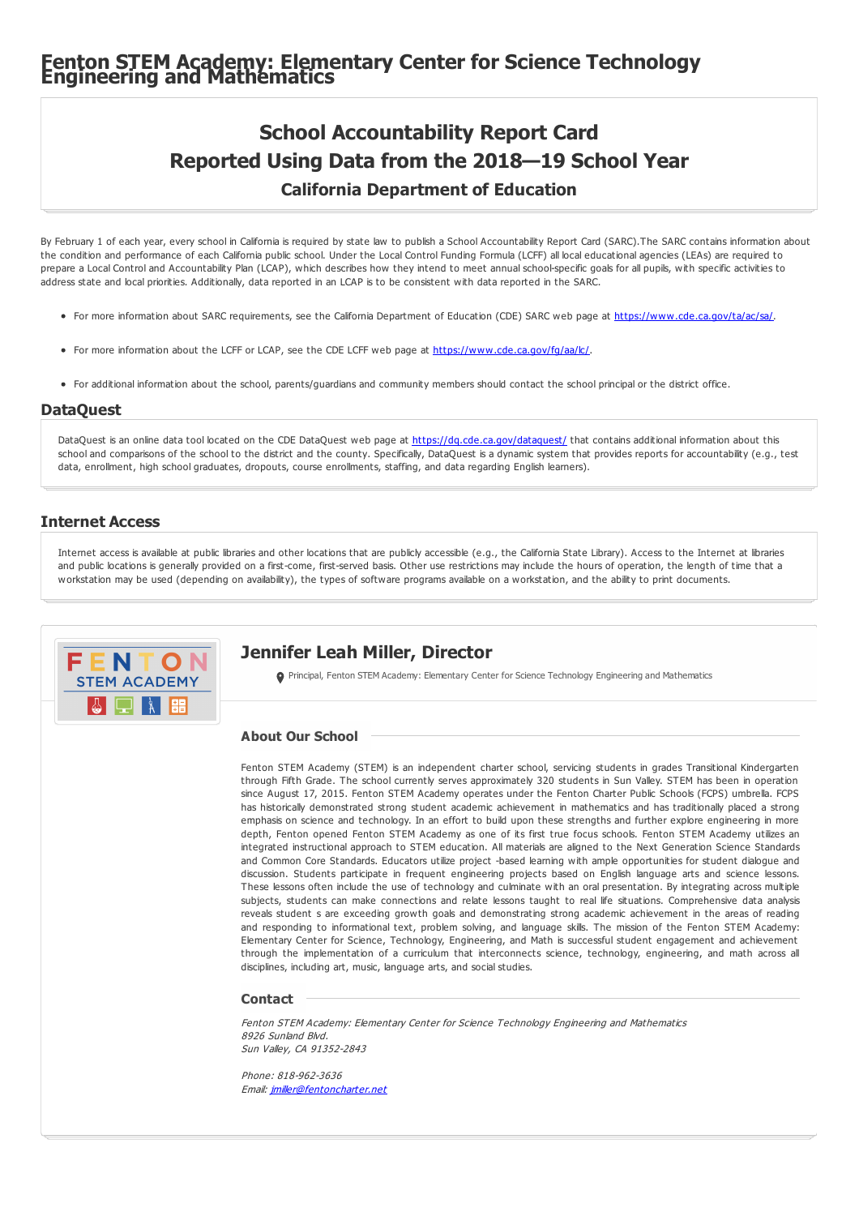# Fenton STEM Academy: Elementary Center for Science Technology Engineering and Mathematics

## School Accountability Report Card
## Reported Using Data from the 2018—19 School Year
### California Department of Education

By February 1 of each year, every school in California is required by state law to publish a School Accountability Report Card (SARC).The SARC contains information about the condition and performance of each California public school. Under the Local Control Funding Formula (LCFF) all local educational agencies (LEAs) are required to prepare a Local Control and Accountability Plan (LCAP), which describes how they intend to meet annual school-specific goals for all pupils, with specific activities to address state and local priorities. Additionally, data reported in an LCAP is to be consistent with data reported in the SARC.

- For more information about SARC requirements, see the California Department of Education (CDE) SARC web page at https://www.cde.ca.gov/ta/ac/sa/.
- For more information about the LCFF or LCAP, see the CDE LCFF web page at https://www.cde.ca.gov/fg/aa/lc/.
- For additional information about the school, parents/guardians and community members should contact the school principal or the district office.

## DataQuest

DataQuest is an online data tool located on the CDE DataQuest web page at https://dq.cde.ca.gov/dataquest/ that contains additional information about this school and comparisons of the school to the district and the county. Specifically, DataQuest is a dynamic system that provides reports for accountability (e.g., test data, enrollment, high school graduates, dropouts, course enrollments, staffing, and data regarding English learners).

## Internet Access

Internet access is available at public libraries and other locations that are publicly accessible (e.g., the California State Library). Access to the Internet at libraries and public locations is generally provided on a first-come, first-served basis. Other use restrictions may include the hours of operation, the length of time that a workstation may be used (depending on availability), the types of software programs available on a workstation, and the ability to print documents.

## Jennifer Leah Miller, Director

Principal, Fenton STEM Academy: Elementary Center for Science Technology Engineering and Mathematics

### About Our School

Fenton STEM Academy (STEM) is an independent charter school, servicing students in grades Transitional Kindergarten through Fifth Grade. The school currently serves approximately 320 students in Sun Valley. STEM has been in operation since August 17, 2015. Fenton STEM Academy operates under the Fenton Charter Public Schools (FCPS) umbrella. FCPS has historically demonstrated strong student academic achievement in mathematics and has traditionally placed a strong emphasis on science and technology. In an effort to build upon these strengths and further explore engineering in more depth, Fenton opened Fenton STEM Academy as one of its first true focus schools. Fenton STEM Academy utilizes an integrated instructional approach to STEM education. All materials are aligned to the Next Generation Science Standards and Common Core Standards. Educators utilize project -based learning with ample opportunities for student dialogue and discussion. Students participate in frequent engineering projects based on English language arts and science lessons. These lessons often include the use of technology and culminate with an oral presentation. By integrating across multiple subjects, students can make connections and relate lessons taught to real life situations. Comprehensive data analysis reveals student s are exceeding growth goals and demonstrating strong academic achievement in the areas of reading and responding to informational text, problem solving, and language skills. The mission of the Fenton STEM Academy: Elementary Center for Science, Technology, Engineering, and Math is successful student engagement and achievement through the implementation of a curriculum that interconnects science, technology, engineering, and math across all disciplines, including art, music, language arts, and social studies.

### Contact

*Fenton STEM Academy: Elementary Center for Science Technology Engineering and Mathematics*
*8926 Sunland Blvd.*
*Sun Valley, CA 91352-2843*

*Phone: 818-962-3636*
*Email: jmiller@fentoncharter.net*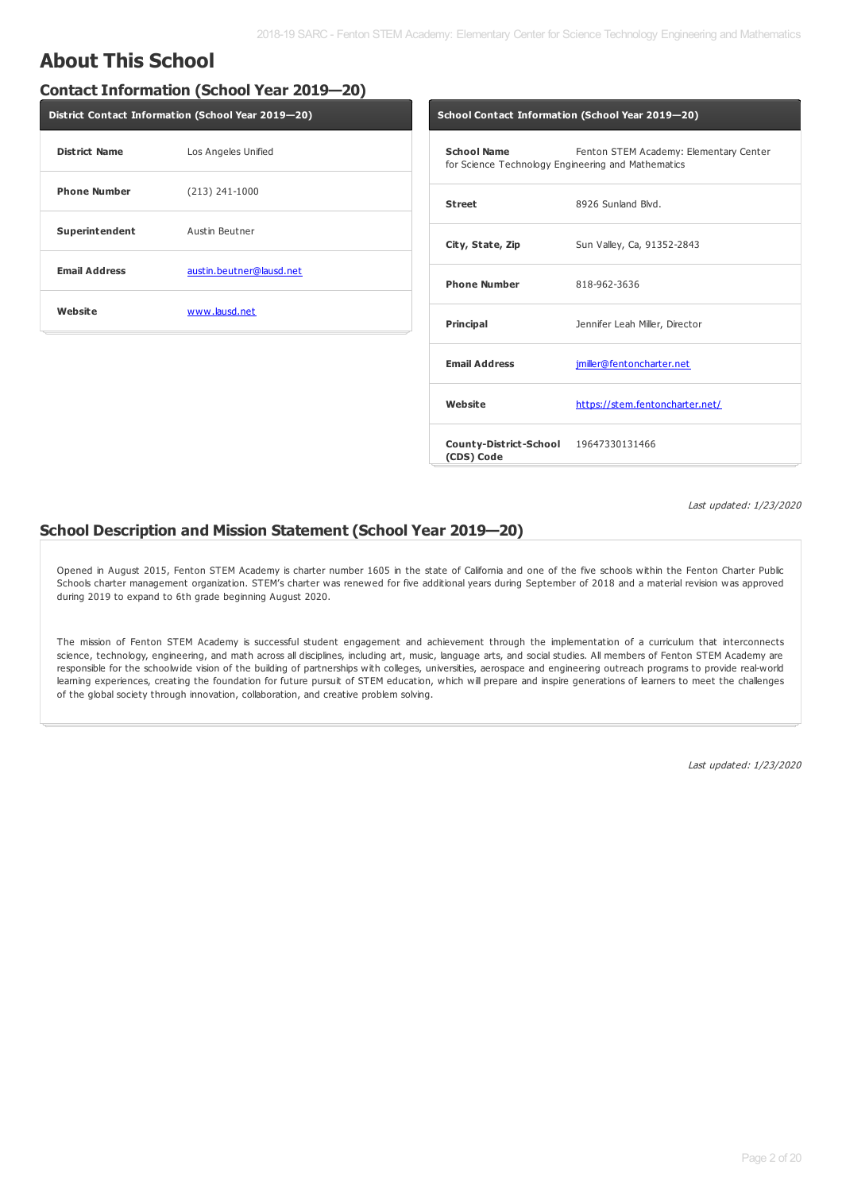# About This School

## Contact Information (School Year 2019—20)

| District Contact Information (School Year 2019—20) | |
|---|---|
| **District Name** | Los Angeles Unified |
| **Phone Number** | (213) 241-1000 |
| **Superintendent** | Austin Beutner |
| **Email Address** | austin.beutner@lausd.net |
| **Website** | www.lausd.net |

| School Contact Information (School Year 2019—20) | |
|---|---|
| **School Name** | Fenton STEM Academy: Elementary Center for Science Technology Engineering and Mathematics |
| **Street** | 8926 Sunland Blvd. |
| **City, State, Zip** | Sun Valley, Ca, 91352-2843 |
| **Phone Number** | 818-962-3636 |
| **Principal** | Jennifer Leah Miller, Director |
| **Email Address** | jmiller@fentoncharter.net |
| **Website** | https://stem.fentoncharter.net/ |
| **County-District-School (CDS) Code** | 19647330131466 |

*Last updated: 1/23/2020*

## School Description and Mission Statement (School Year 2019—20)

Opened in August 2015, Fenton STEM Academy is charter number 1605 in the state of California and one of the five schools within the Fenton Charter Public Schools charter management organization. STEM's charter was renewed for five additional years during September of 2018 and a material revision was approved during 2019 to expand to 6th grade beginning August 2020.

The mission of Fenton STEM Academy is successful student engagement and achievement through the implementation of a curriculum that interconnects science, technology, engineering, and math across all disciplines, including art, music, language arts, and social studies. All members of Fenton STEM Academy are responsible for the schoolwide vision of the building of partnerships with colleges, universities, aerospace and engineering outreach programs to provide real-world learning experiences, creating the foundation for future pursuit of STEM education, which will prepare and inspire generations of learners to meet the challenges of the global society through innovation, collaboration, and creative problem solving.

*Last updated: 1/23/2020*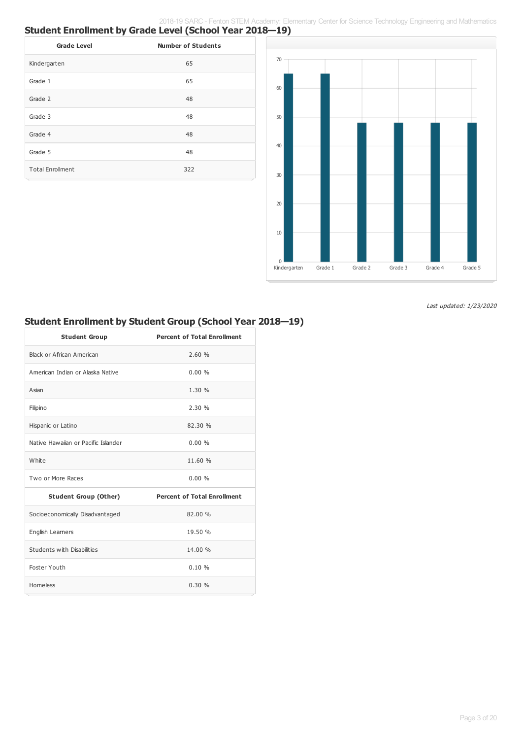## Student Enrollment by Grade Level (School Year 2018—19)

| Grade Level | Number of Students |
| --- | --- |
| Kindergarten | 65 |
| Grade 1 | 65 |
| Grade 2 | 48 |
| Grade 3 | 48 |
| Grade 4 | 48 |
| Grade 5 | 48 |
| Total Enrollment | 322 |

*Last updated: 1/23/2020*

## Student Enrollment by Student Group (School Year 2018—19)

| Student Group | Percent of Total Enrollment |
| --- | --- |
| Black or African American | 2.60 % |
| American Indian or Alaska Native | 0.00 % |
| Asian | 1.30 % |
| Filipino | 2.30 % |
| Hispanic or Latino | 82.30 % |
| Native Hawaiian or Pacific Islander | 0.00 % |
| White | 11.60 % |
| Two or More Races | 0.00 % |
| **Student Group (Other)** | **Percent of Total Enrollment** |
| Socioeconomically Disadvantaged | 82.00 % |
| English Learners | 19.50 % |
| Students with Disabilities | 14.00 % |
| Foster Youth | 0.10 % |
| Homeless | 0.30 % |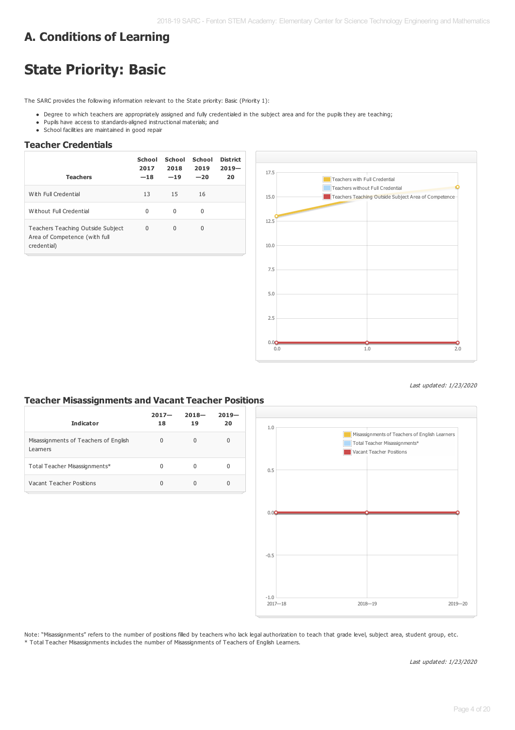# A. Conditions of Learning

# State Priority: Basic

The SARC provides the following information relevant to the State priority: Basic (Priority 1):

- Degree to which teachers are appropriately assigned and fully credentialed in the subject area and for the pupils they are teaching;
- Pupils have access to standards-aligned instructional materials; and
- School facilities are maintained in good repair

## Teacher Credentials

| Teachers | School 2017—18 | School 2018—19 | School 2019—20 | District 2019—20 |
|---|---|---|---|---|
| With Full Credential | 13 | 15 | 16 | |
| Without Full Credential | 0 | 0 | 0 | |
| Teachers Teaching Outside Subject Area of Competence (with full credential) | 0 | 0 | 0 | |

*Last updated: 1/23/2020*

## Teacher Misassignments and Vacant Teacher Positions

| Indicator | 2017—18 | 2018—19 | 2019—20 |
|---|---|---|---|
| Misassignments of Teachers of English Learners | 0 | 0 | 0 |
| Total Teacher Misassignments* | 0 | 0 | 0 |
| Vacant Teacher Positions | 0 | 0 | 0 |

Note: "Misassignments" refers to the number of positions filled by teachers who lack legal authorization to teach that grade level, subject area, student group, etc.
* Total Teacher Misassignments includes the number of Misassignments of Teachers of English Learners.

*Last updated: 1/23/2020*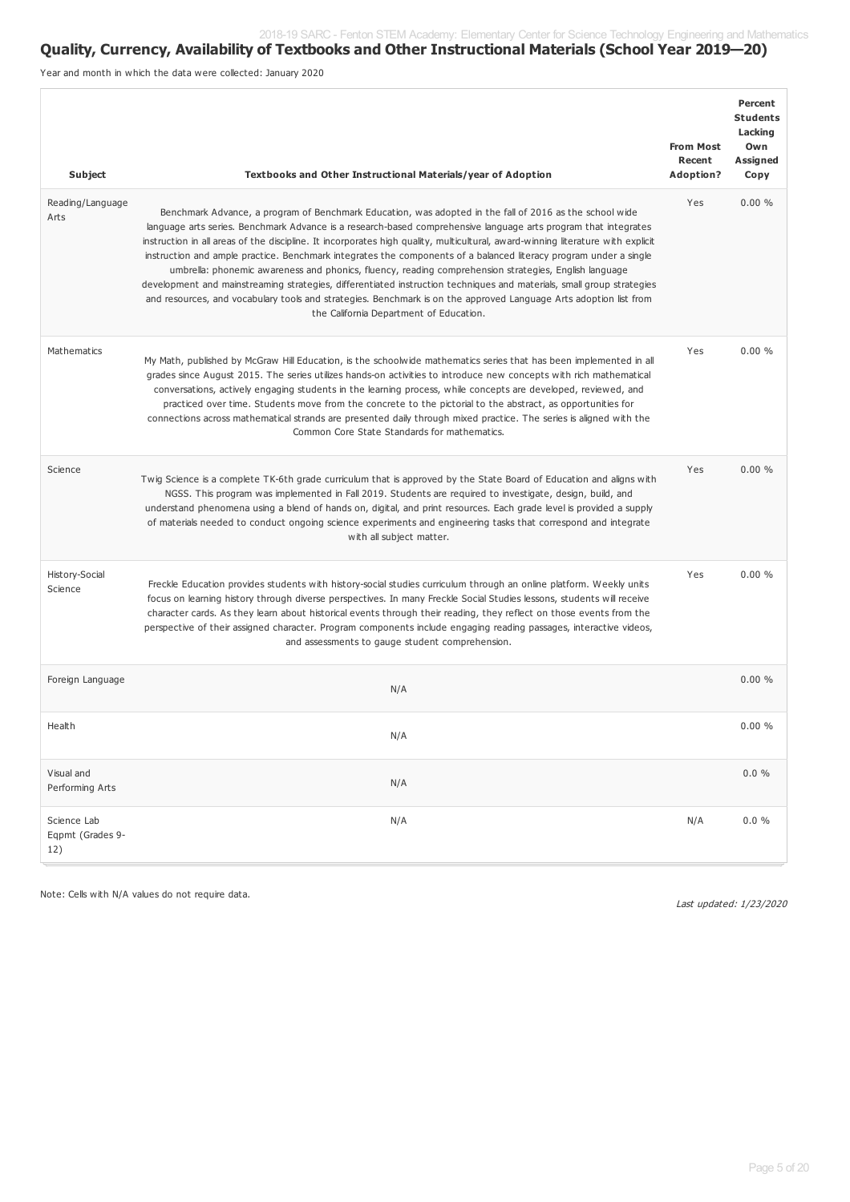## Quality, Currency, Availability of Textbooks and Other Instructional Materials (School Year 2019—20)

Year and month in which the data were collected: January 2020

| Subject | Textbooks and Other Instructional Materials/year of Adoption | From Most Recent Adoption? | Percent Students Lacking Own Assigned Copy |
|---|---|---|---|
| Reading/Language Arts | Benchmark Advance, a program of Benchmark Education, was adopted in the fall of 2016 as the school wide language arts series. Benchmark Advance is a research-based comprehensive language arts program that integrates instruction in all areas of the discipline. It incorporates high quality, multicultural, award-winning literature with explicit instruction and ample practice. Benchmark integrates the components of a balanced literacy program under a single umbrella: phonemic awareness and phonics, fluency, reading comprehension strategies, English language development and mainstreaming strategies, differentiated instruction techniques and materials, small group strategies and resources, and vocabulary tools and strategies. Benchmark is on the approved Language Arts adoption list from the California Department of Education. | Yes | 0.00 % |
| Mathematics | My Math, published by McGraw Hill Education, is the schoolwide mathematics series that has been implemented in all grades since August 2015. The series utilizes hands-on activities to introduce new concepts with rich mathematical conversations, actively engaging students in the learning process, while concepts are developed, reviewed, and practiced over time. Students move from the concrete to the pictorial to the abstract, as opportunities for connections across mathematical strands are presented daily through mixed practice. The series is aligned with the Common Core State Standards for mathematics. | Yes | 0.00 % |
| Science | Twig Science is a complete TK-6th grade curriculum that is approved by the State Board of Education and aligns with NGSS. This program was implemented in Fall 2019. Students are required to investigate, design, build, and understand phenomena using a blend of hands on, digital, and print resources. Each grade level is provided a supply of materials needed to conduct ongoing science experiments and engineering tasks that correspond and integrate with all subject matter. | Yes | 0.00 % |
| History-Social Science | Freckle Education provides students with history-social studies curriculum through an online platform. Weekly units focus on learning history through diverse perspectives. In many Freckle Social Studies lessons, students will receive character cards. As they learn about historical events through their reading, they reflect on those events from the perspective of their assigned character. Program components include engaging reading passages, interactive videos, and assessments to gauge student comprehension. | Yes | 0.00 % |
| Foreign Language | N/A | | 0.00 % |
| Health | N/A | | 0.00 % |
| Visual and Performing Arts | N/A | | 0.0 % |
| Science Lab Eqpmt (Grades 9-12) | N/A | N/A | 0.0 % |

Note: Cells with N/A values do not require data.

*Last updated: 1/23/2020*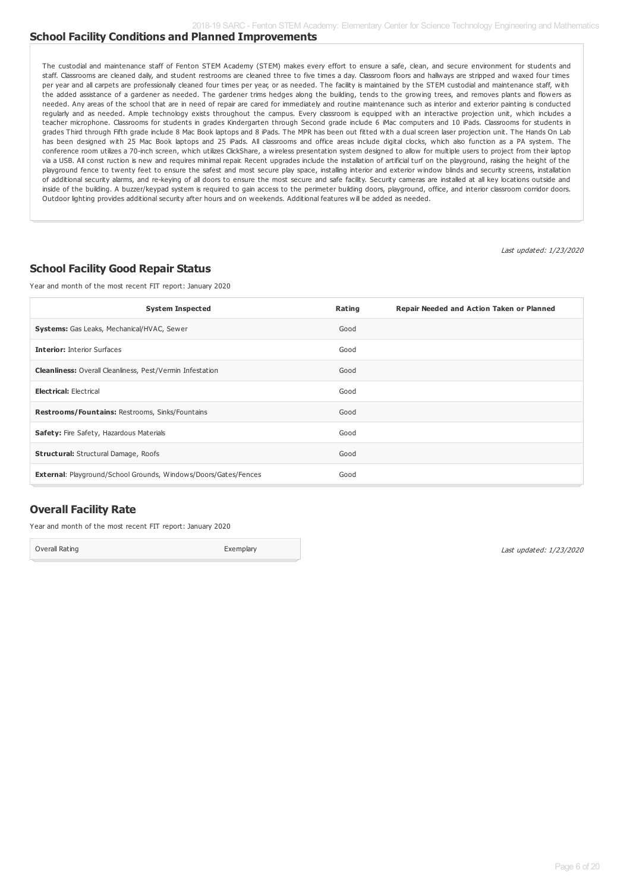## School Facility Conditions and Planned Improvements

The custodial and maintenance staff of Fenton STEM Academy (STEM) makes every effort to ensure a safe, clean, and secure environment for students and staff. Classrooms are cleaned daily, and student restrooms are cleaned three to five times a day. Classroom floors and hallways are stripped and waxed four times per year and all carpets are professionally cleaned four times per year, or as needed. The facility is maintained by the STEM custodial and maintenance staff, with the added assistance of a gardener as needed. The gardener trims hedges along the building, tends to the growing trees, and removes plants and flowers as needed. Any areas of the school that are in need of repair are cared for immediately and routine maintenance such as interior and exterior painting is conducted regularly and as needed. Ample technology exists throughout the campus. Every classroom is equipped with an interactive projection unit, which includes a teacher microphone. Classrooms for students in grades Kindergarten through Second grade include 6 iMac computers and 10 iPads. Classrooms for students in grades Third through Fifth grade include 8 Mac Book laptops and 8 iPads. The MPR has been out fitted with a dual screen laser projection unit. The Hands On Lab has been designed with 25 Mac Book laptops and 25 iPads. All classrooms and office areas include digital clocks, which also function as a PA system. The conference room utilizes a 70-inch screen, which utilizes ClickShare, a wireless presentation system designed to allow for multiple users to project from their laptop via a USB. All const ruction is new and requires minimal repair. Recent upgrades include the installation of artificial turf on the playground, raising the height of the playground fence to twenty feet to ensure the safest and most secure play space, installing interior and exterior window blinds and security screens, installation of additional security alarms, and re-keying of all doors to ensure the most secure and safe facility. Security cameras are installed at all key locations outside and inside of the building. A buzzer/keypad system is required to gain access to the perimeter building doors, playground, office, and interior classroom corridor doors. Outdoor lighting provides additional security after hours and on weekends. Additional features will be added as needed.

*Last updated: 1/23/2020*

## School Facility Good Repair Status

Year and month of the most recent FIT report: January 2020

| System Inspected | Rating | Repair Needed and Action Taken or Planned |
|---|---|---|
| **Systems:** Gas Leaks, Mechanical/HVAC, Sewer | Good | |
| **Interior:** Interior Surfaces | Good | |
| **Cleanliness:** Overall Cleanliness, Pest/Vermin Infestation | Good | |
| **Electrical:** Electrical | Good | |
| **Restrooms/Fountains:** Restrooms, Sinks/Fountains | Good | |
| **Safety:** Fire Safety, Hazardous Materials | Good | |
| **Structural:** Structural Damage, Roofs | Good | |
| **External**: Playground/School Grounds, Windows/Doors/Gates/Fences | Good | |

## Overall Facility Rate

Year and month of the most recent FIT report: January 2020

| Overall Rating | Exemplary |
|---|---|

*Last updated: 1/23/2020*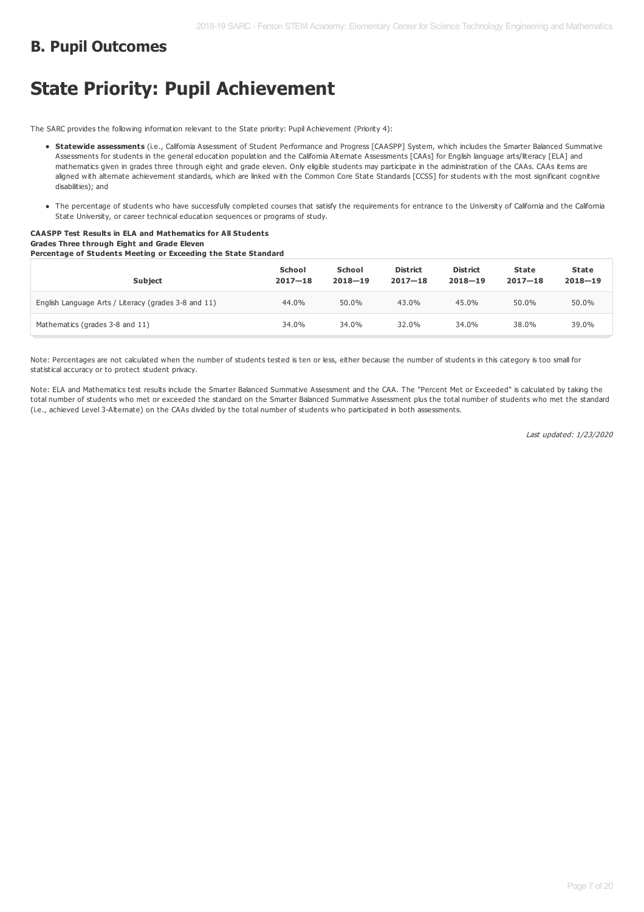## B. Pupil Outcomes

# State Priority: Pupil Achievement

The SARC provides the following information relevant to the State priority: Pupil Achievement (Priority 4):

- **Statewide assessments** (i.e., California Assessment of Student Performance and Progress [CAASPP] System, which includes the Smarter Balanced Summative Assessments for students in the general education population and the California Alternate Assessments [CAAs] for English language arts/literacy [ELA] and mathematics given in grades three through eight and grade eleven. Only eligible students may participate in the administration of the CAAs. CAAs items are aligned with alternate achievement standards, which are linked with the Common Core State Standards [CCSS] for students with the most significant cognitive disabilities); and
- The percentage of students who have successfully completed courses that satisfy the requirements for entrance to the University of California and the California State University, or career technical education sequences or programs of study.

**CAASPP Test Results in ELA and Mathematics for All Students**
**Grades Three through Eight and Grade Eleven**
**Percentage of Students Meeting or Exceeding the State Standard**

| Subject | School 2017—18 | School 2018—19 | District 2017—18 | District 2018—19 | State 2017—18 | State 2018—19 |
|---|---|---|---|---|---|---|
| English Language Arts / Literacy (grades 3-8 and 11) | 44.0% | 50.0% | 43.0% | 45.0% | 50.0% | 50.0% |
| Mathematics (grades 3-8 and 11) | 34.0% | 34.0% | 32.0% | 34.0% | 38.0% | 39.0% |

Note: Percentages are not calculated when the number of students tested is ten or less, either because the number of students in this category is too small for statistical accuracy or to protect student privacy.

Note: ELA and Mathematics test results include the Smarter Balanced Summative Assessment and the CAA. The "Percent Met or Exceeded" is calculated by taking the total number of students who met or exceeded the standard on the Smarter Balanced Summative Assessment plus the total number of students who met the standard (i.e., achieved Level 3-Alternate) on the CAAs divided by the total number of students who participated in both assessments.

*Last updated: 1/23/2020*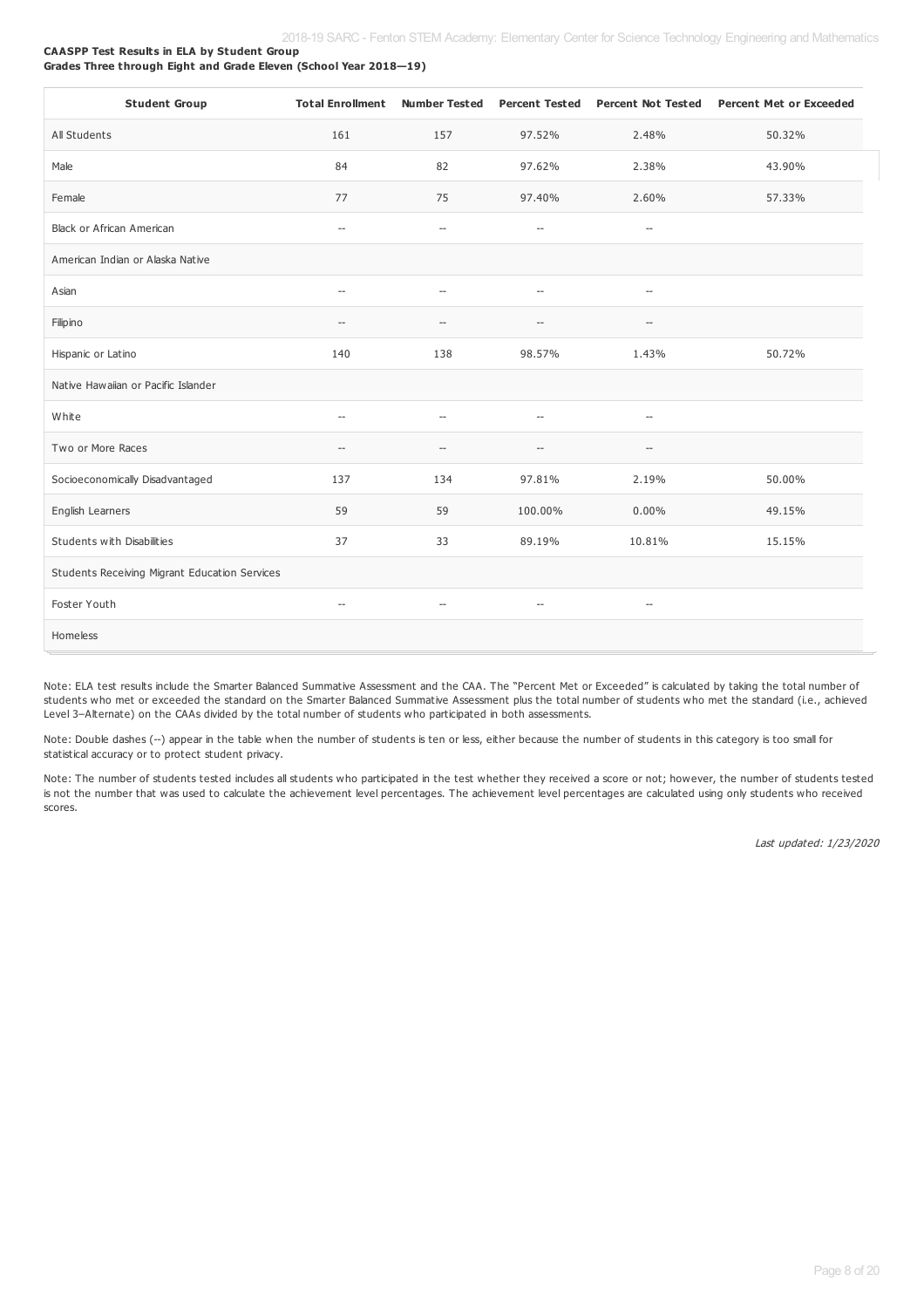**CAASPP Test Results in ELA by Student Group**
**Grades Three through Eight and Grade Eleven (School Year 2018—19)**

| Student Group | Total Enrollment | Number Tested | Percent Tested | Percent Not Tested | Percent Met or Exceeded |
|---|---|---|---|---|---|
| All Students | 161 | 157 | 97.52% | 2.48% | 50.32% |
| Male | 84 | 82 | 97.62% | 2.38% | 43.90% |
| Female | 77 | 75 | 97.40% | 2.60% | 57.33% |
| Black or African American | -- | -- | -- | -- | |
| American Indian or Alaska Native | | | | | |
| Asian | -- | -- | -- | -- | |
| Filipino | -- | -- | -- | -- | |
| Hispanic or Latino | 140 | 138 | 98.57% | 1.43% | 50.72% |
| Native Hawaiian or Pacific Islander | | | | | |
| White | -- | -- | -- | -- | |
| Two or More Races | -- | -- | -- | -- | |
| Socioeconomically Disadvantaged | 137 | 134 | 97.81% | 2.19% | 50.00% |
| English Learners | 59 | 59 | 100.00% | 0.00% | 49.15% |
| Students with Disabilities | 37 | 33 | 89.19% | 10.81% | 15.15% |
| Students Receiving Migrant Education Services | | | | | |
| Foster Youth | -- | -- | -- | -- | |
| Homeless | | | | | |

Note: ELA test results include the Smarter Balanced Summative Assessment and the CAA. The "Percent Met or Exceeded" is calculated by taking the total number of students who met or exceeded the standard on the Smarter Balanced Summative Assessment plus the total number of students who met the standard (i.e., achieved Level 3–Alternate) on the CAAs divided by the total number of students who participated in both assessments.

Note: Double dashes (--) appear in the table when the number of students is ten or less, either because the number of students in this category is too small for statistical accuracy or to protect student privacy.

Note: The number of students tested includes all students who participated in the test whether they received a score or not; however, the number of students tested is not the number that was used to calculate the achievement level percentages. The achievement level percentages are calculated using only students who received scores.

*Last updated: 1/23/2020*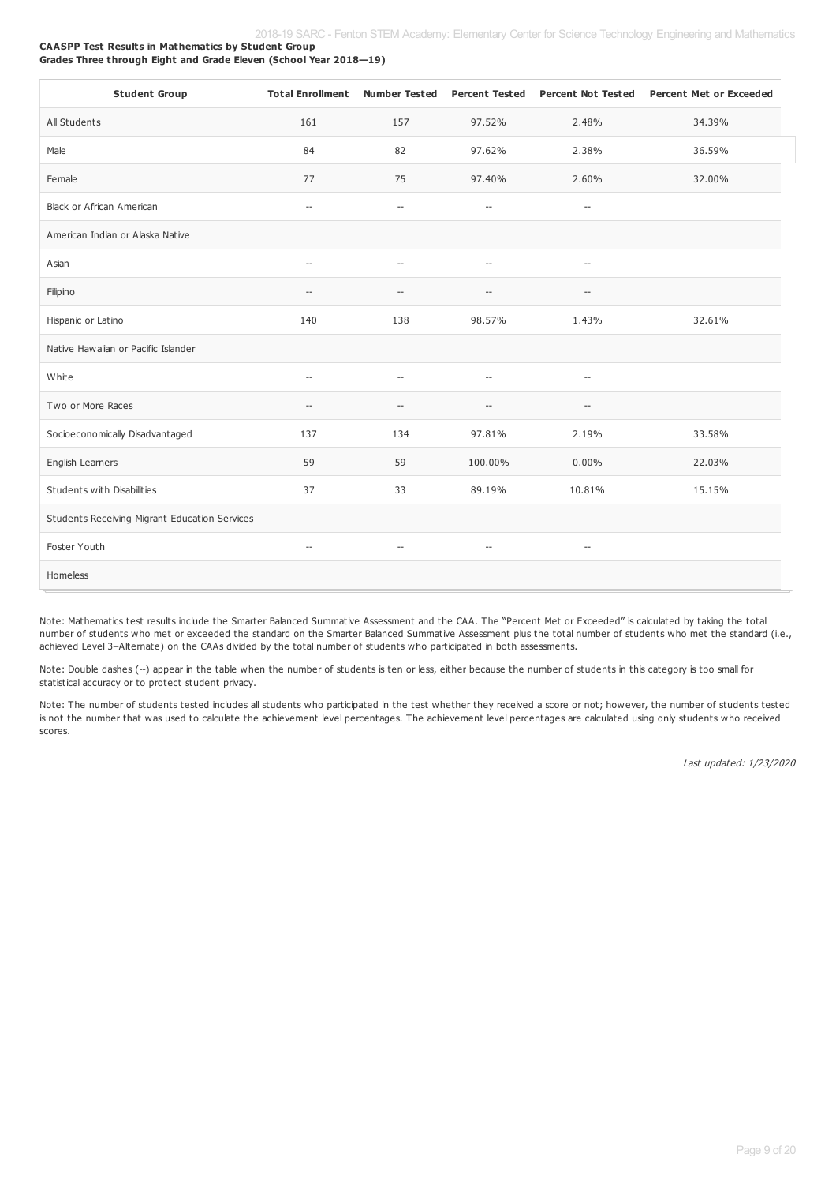**CAASPP Test Results in Mathematics by Student Group**
**Grades Three through Eight and Grade Eleven (School Year 2018—19)**

| Student Group | Total Enrollment | Number Tested | Percent Tested | Percent Not Tested | Percent Met or Exceeded |
|---|---|---|---|---|---|
| All Students | 161 | 157 | 97.52% | 2.48% | 34.39% |
| Male | 84 | 82 | 97.62% | 2.38% | 36.59% |
| Female | 77 | 75 | 97.40% | 2.60% | 32.00% |
| Black or African American | -- | -- | -- | -- | |
| American Indian or Alaska Native | | | | | |
| Asian | -- | -- | -- | -- | |
| Filipino | -- | -- | -- | -- | |
| Hispanic or Latino | 140 | 138 | 98.57% | 1.43% | 32.61% |
| Native Hawaiian or Pacific Islander | | | | | |
| White | -- | -- | -- | -- | |
| Two or More Races | -- | -- | -- | -- | |
| Socioeconomically Disadvantaged | 137 | 134 | 97.81% | 2.19% | 33.58% |
| English Learners | 59 | 59 | 100.00% | 0.00% | 22.03% |
| Students with Disabilities | 37 | 33 | 89.19% | 10.81% | 15.15% |
| Students Receiving Migrant Education Services | | | | | |
| Foster Youth | -- | -- | -- | -- | |
| Homeless | | | | | |

Note: Mathematics test results include the Smarter Balanced Summative Assessment and the CAA. The "Percent Met or Exceeded" is calculated by taking the total number of students who met or exceeded the standard on the Smarter Balanced Summative Assessment plus the total number of students who met the standard (i.e., achieved Level 3–Alternate) on the CAAs divided by the total number of students who participated in both assessments.

Note: Double dashes (--) appear in the table when the number of students is ten or less, either because the number of students in this category is too small for statistical accuracy or to protect student privacy.

Note: The number of students tested includes all students who participated in the test whether they received a score or not; however, the number of students tested is not the number that was used to calculate the achievement level percentages. The achievement level percentages are calculated using only students who received scores.

*Last updated: 1/23/2020*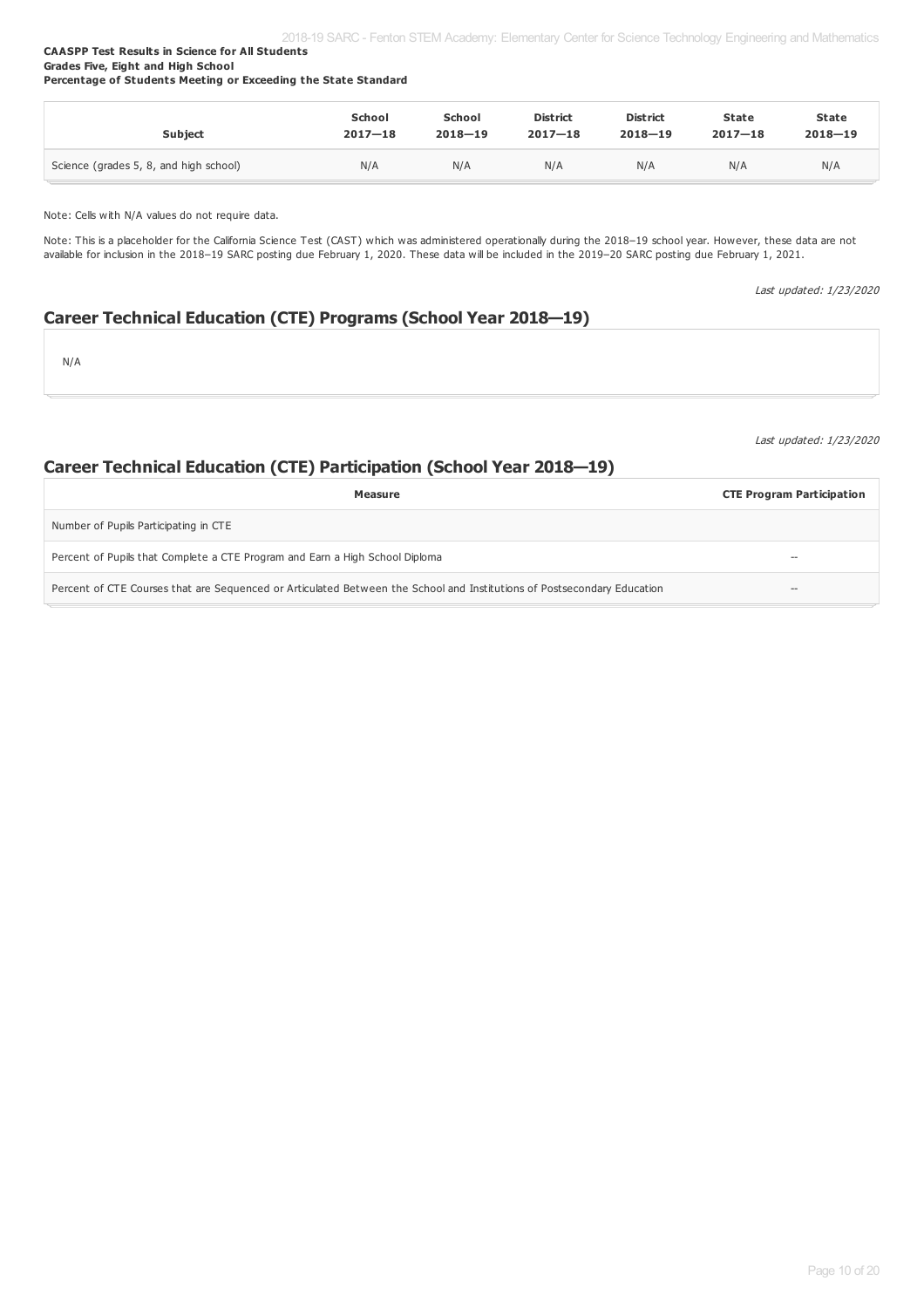**CAASPP Test Results in Science for All Students**
**Grades Five, Eight and High School**
**Percentage of Students Meeting or Exceeding the State Standard**

| Subject | School 2017—18 | School 2018—19 | District 2017—18 | District 2018—19 | State 2017—18 | State 2018—19 |
|---|---|---|---|---|---|---|
| Science (grades 5, 8, and high school) | N/A | N/A | N/A | N/A | N/A | N/A |

Note: Cells with N/A values do not require data.

Note: This is a placeholder for the California Science Test (CAST) which was administered operationally during the 2018–19 school year. However, these data are not available for inclusion in the 2018–19 SARC posting due February 1, 2020. These data will be included in the 2019–20 SARC posting due February 1, 2021.

*Last updated: 1/23/2020*

## Career Technical Education (CTE) Programs (School Year 2018—19)

N/A

*Last updated: 1/23/2020*

## Career Technical Education (CTE) Participation (School Year 2018—19)

| Measure | CTE Program Participation |
|---|---|
| Number of Pupils Participating in CTE | |
| Percent of Pupils that Complete a CTE Program and Earn a High School Diploma | -- |
| Percent of CTE Courses that are Sequenced or Articulated Between the School and Institutions of Postsecondary Education | -- |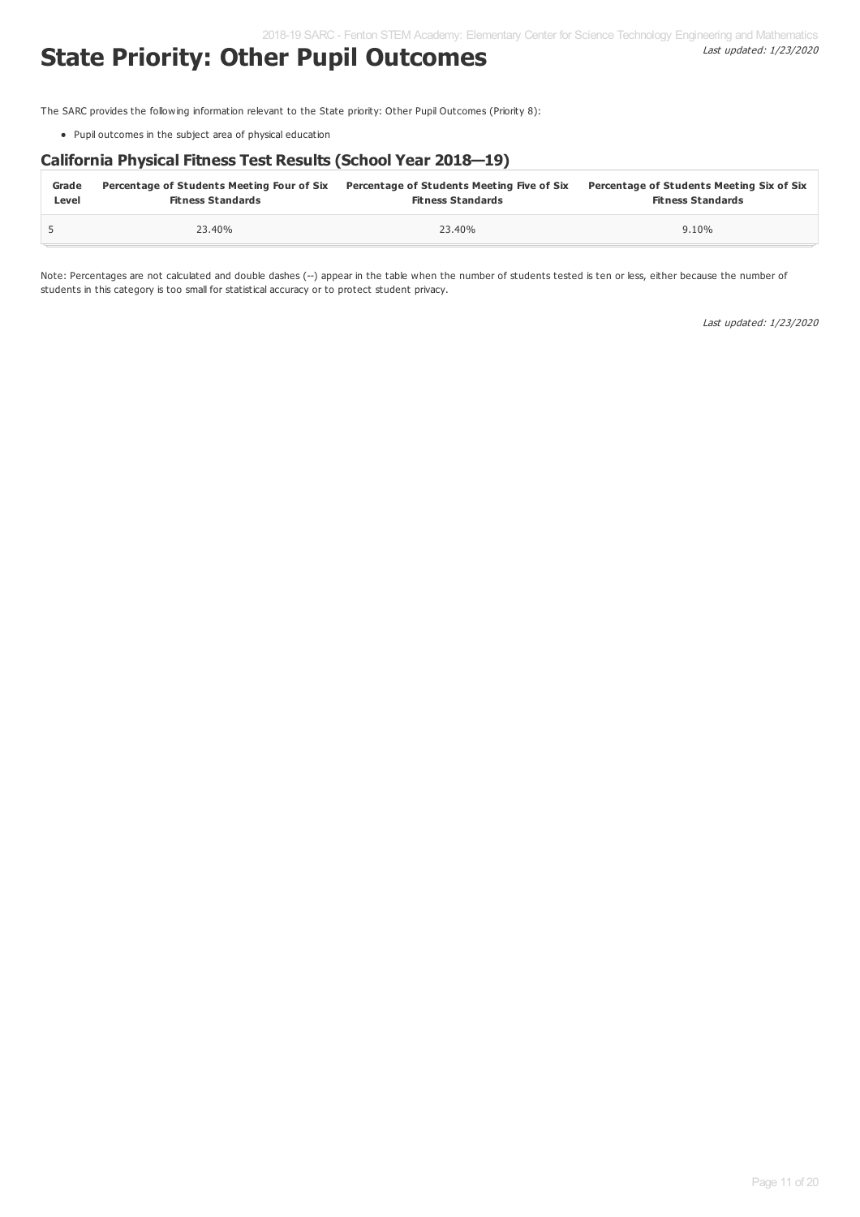# State Priority: Other Pupil Outcomes

*Last updated: 1/23/2020*

The SARC provides the following information relevant to the State priority: Other Pupil Outcomes (Priority 8):

- Pupil outcomes in the subject area of physical education

## California Physical Fitness Test Results (School Year 2018—19)

| Grade Level | Percentage of Students Meeting Four of Six Fitness Standards | Percentage of Students Meeting Five of Six Fitness Standards | Percentage of Students Meeting Six of Six Fitness Standards |
|---|---|---|---|
| 5 | 23.40% | 23.40% | 9.10% |

Note: Percentages are not calculated and double dashes (--) appear in the table when the number of students tested is ten or less, either because the number of students in this category is too small for statistical accuracy or to protect student privacy.

*Last updated: 1/23/2020*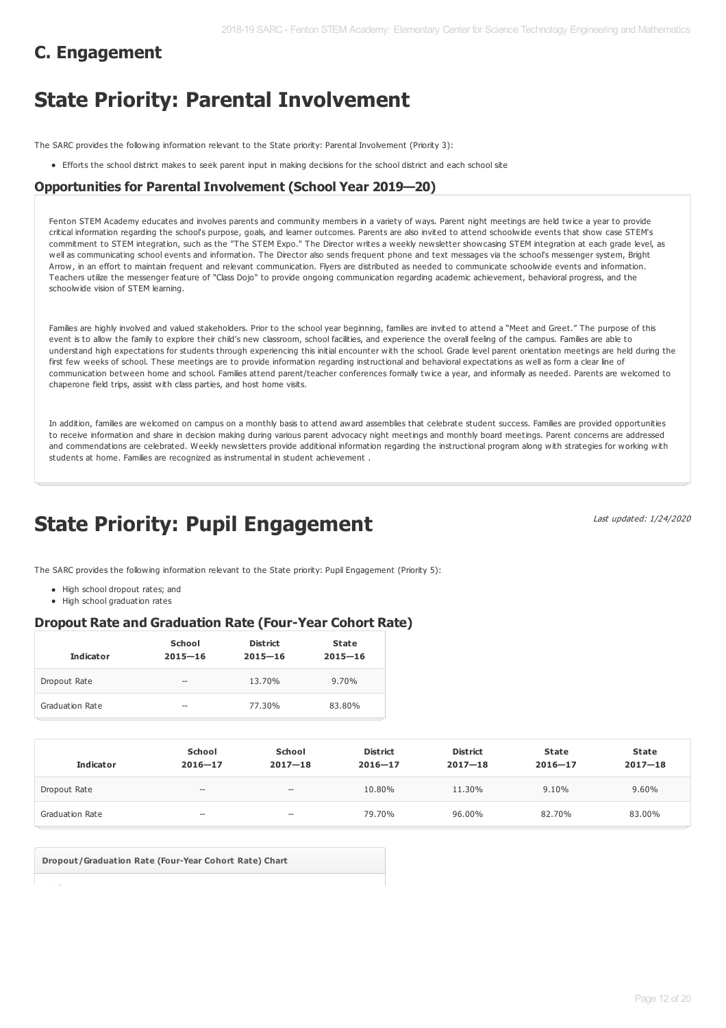## C. Engagement

# State Priority: Parental Involvement

The SARC provides the following information relevant to the State priority: Parental Involvement (Priority 3):

- Efforts the school district makes to seek parent input in making decisions for the school district and each school site

### Opportunities for Parental Involvement (School Year 2019—20)

Fenton STEM Academy educates and involves parents and community members in a variety of ways. Parent night meetings are held twice a year to provide critical information regarding the school's purpose, goals, and learner outcomes. Parents are also invited to attend schoolwide events that show case STEM's commitment to STEM integration, such as the "The STEM Expo." The Director writes a weekly newsletter showcasing STEM integration at each grade level, as well as communicating school events and information. The Director also sends frequent phone and text messages via the school's messenger system, Bright Arrow, in an effort to maintain frequent and relevant communication. Flyers are distributed as needed to communicate schoolwide events and information. Teachers utilize the messenger feature of "Class Dojo" to provide ongoing communication regarding academic achievement, behavioral progress, and the schoolwide vision of STEM learning.

Families are highly involved and valued stakeholders. Prior to the school year beginning, families are invited to attend a "Meet and Greet." The purpose of this event is to allow the family to explore their child's new classroom, school facilities, and experience the overall feeling of the campus. Families are able to understand high expectations for students through experiencing this initial encounter with the school. Grade level parent orientation meetings are held during the first few weeks of school. These meetings are to provide information regarding instructional and behavioral expectations as well as form a clear line of communication between home and school. Families attend parent/teacher conferences formally twice a year, and informally as needed. Parents are welcomed to chaperone field trips, assist with class parties, and host home visits.

In addition, families are welcomed on campus on a monthly basis to attend award assemblies that celebrate student success. Families are provided opportunities to receive information and share in decision making during various parent advocacy night meetings and monthly board meetings. Parent concerns are addressed and commendations are celebrated. Weekly newsletters provide additional information regarding the instructional program along with strategies for working with students at home. Families are recognized as instrumental in student achievement .

# State Priority: Pupil Engagement

*Last updated: 1/24/2020*

The SARC provides the following information relevant to the State priority: Pupil Engagement (Priority 5):

- High school dropout rates; and
- High school graduation rates

### Dropout Rate and Graduation Rate (Four-Year Cohort Rate)

| Indicator | School 2015—16 | District 2015—16 | State 2015—16 |
|---|---|---|---|
| Dropout Rate | -- | 13.70% | 9.70% |
| Graduation Rate | -- | 77.30% | 83.80% |

| Indicator | School 2016—17 | School 2017—18 | District 2016—17 | District 2017—18 | State 2016—17 | State 2017—18 |
|---|---|---|---|---|---|---|
| Dropout Rate | -- | -- | 10.80% | 11.30% | 9.10% | 9.60% |
| Graduation Rate | -- | -- | 79.70% | 96.00% | 82.70% | 83.00% |

**Dropout/Graduation Rate (Four-Year Cohort Rate) Chart**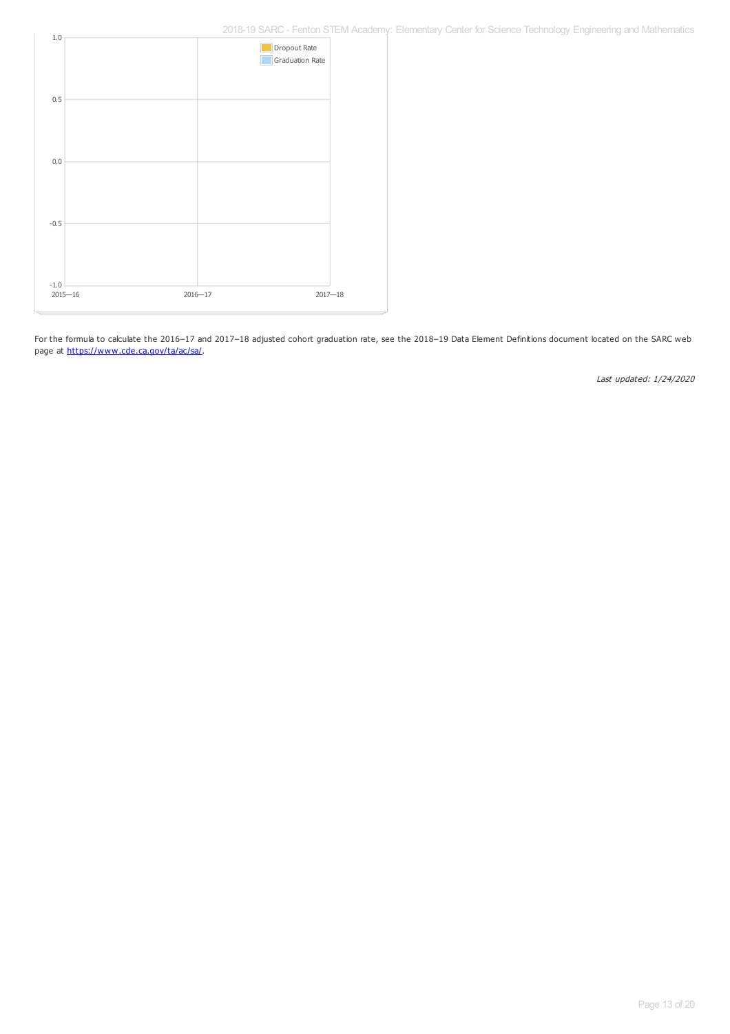For the formula to calculate the 2016–17 and 2017–18 adjusted cohort graduation rate, see the 2018–19 Data Element Definitions document located on the SARC web page at https://www.cde.ca.gov/ta/ac/sa/.

*Last updated: 1/24/2020*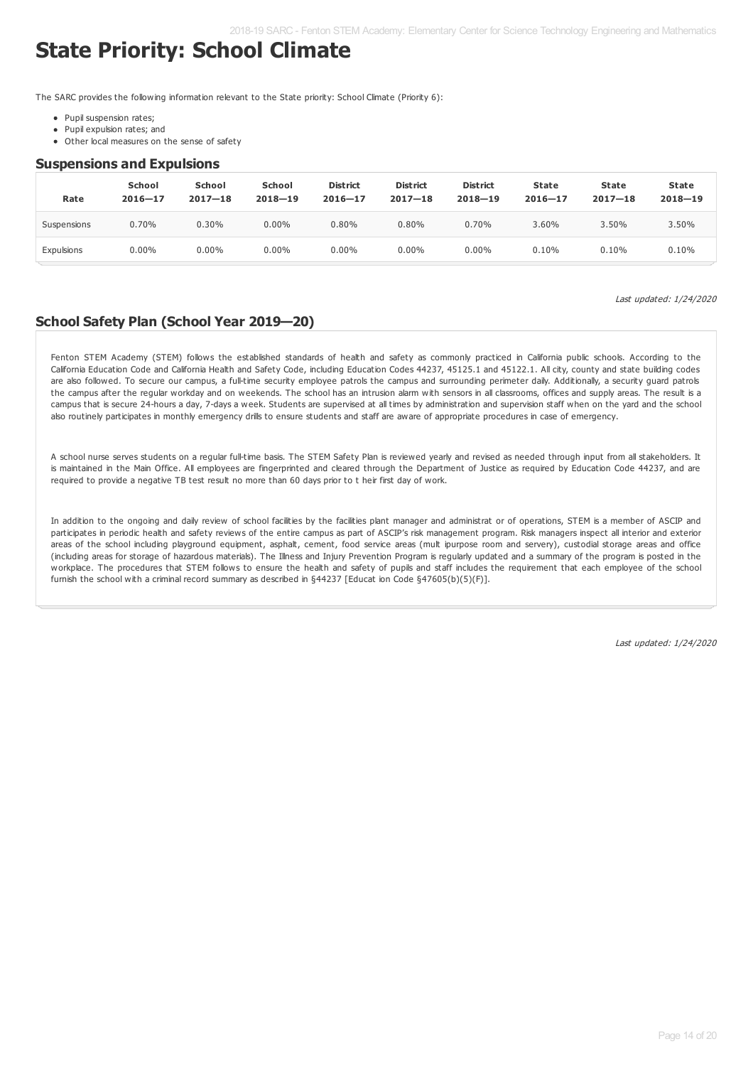# State Priority: School Climate

The SARC provides the following information relevant to the State priority: School Climate (Priority 6):

- Pupil suspension rates;
- Pupil expulsion rates; and
- Other local measures on the sense of safety

## Suspensions and Expulsions

| Rate | School 2016—17 | School 2017—18 | School 2018—19 | District 2016—17 | District 2017—18 | District 2018—19 | State 2016—17 | State 2017—18 | State 2018—19 |
|---|---|---|---|---|---|---|---|---|---|
| Suspensions | 0.70% | 0.30% | 0.00% | 0.80% | 0.80% | 0.70% | 3.60% | 3.50% | 3.50% |
| Expulsions | 0.00% | 0.00% | 0.00% | 0.00% | 0.00% | 0.00% | 0.10% | 0.10% | 0.10% |

*Last updated: 1/24/2020*

## School Safety Plan (School Year 2019—20)

Fenton STEM Academy (STEM) follows the established standards of health and safety as commonly practiced in California public schools. According to the California Education Code and California Health and Safety Code, including Education Codes 44237, 45125.1 and 45122.1. All city, county and state building codes are also followed. To secure our campus, a full-time security employee patrols the campus and surrounding perimeter daily. Additionally, a security guard patrols the campus after the regular workday and on weekends. The school has an intrusion alarm with sensors in all classrooms, offices and supply areas. The result is a campus that is secure 24-hours a day, 7-days a week. Students are supervised at all times by administration and supervision staff when on the yard and the school also routinely participates in monthly emergency drills to ensure students and staff are aware of appropriate procedures in case of emergency.

A school nurse serves students on a regular full-time basis. The STEM Safety Plan is reviewed yearly and revised as needed through input from all stakeholders. It is maintained in the Main Office. All employees are fingerprinted and cleared through the Department of Justice as required by Education Code 44237, and are required to provide a negative TB test result no more than 60 days prior to t heir first day of work.

In addition to the ongoing and daily review of school facilities by the facilities plant manager and administrat or of operations, STEM is a member of ASCIP and participates in periodic health and safety reviews of the entire campus as part of ASCIP's risk management program. Risk managers inspect all interior and exterior areas of the school including playground equipment, asphalt, cement, food service areas (mult ipurpose room and servery), custodial storage areas and office (including areas for storage of hazardous materials). The Illness and Injury Prevention Program is regularly updated and a summary of the program is posted in the workplace. The procedures that STEM follows to ensure the health and safety of pupils and staff includes the requirement that each employee of the school furnish the school with a criminal record summary as described in §44237 [Educat ion Code §47605(b)(5)(F)].

*Last updated: 1/24/2020*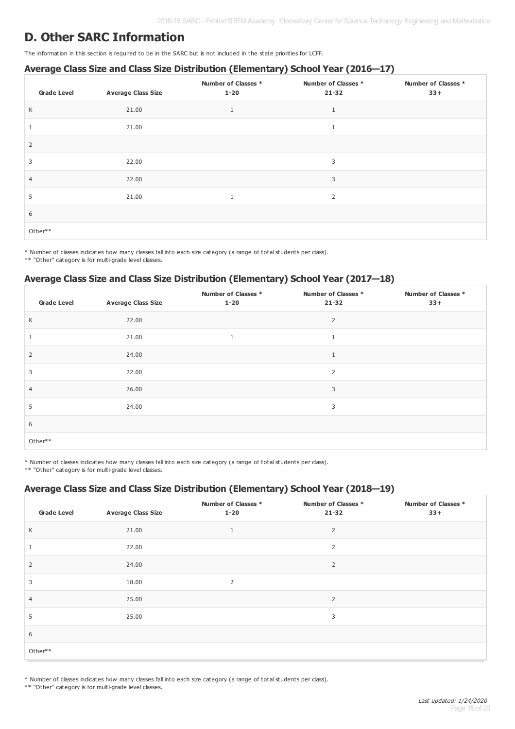# D. Other SARC Information

The information in this section is required to be in the SARC but is not included in the state priorities for LCFF.

### Average Class Size and Class Size Distribution (Elementary) School Year (2016—17)

| Grade Level | Average Class Size | Number of Classes * 1-20 | Number of Classes * 21-32 | Number of Classes * 33+ |
|---|---|---|---|---|
| K | 21.00 | 1 | 1 | |
| 1 | 21.00 | | 1 | |
| 2 | | | | |
| 3 | 22.00 | | 3 | |
| 4 | 22.00 | | 3 | |
| 5 | 21.00 | 1 | 2 | |
| 6 | | | | |
| Other** | | | | |

\* Number of classes indicates how many classes fall into each size category (a range of total students per class).
** "Other" category is for multi-grade level classes.

### Average Class Size and Class Size Distribution (Elementary) School Year (2017—18)

| Grade Level | Average Class Size | Number of Classes * 1-20 | Number of Classes * 21-32 | Number of Classes * 33+ |
|---|---|---|---|---|
| K | 22.00 | | 2 | |
| 1 | 21.00 | 1 | 1 | |
| 2 | 24.00 | | 1 | |
| 3 | 22.00 | | 2 | |
| 4 | 26.00 | | 3 | |
| 5 | 24.00 | | 3 | |
| 6 | | | | |
| Other** | | | | |

\* Number of classes indicates how many classes fall into each size category (a range of total students per class).
** "Other" category is for multi-grade level classes.

### Average Class Size and Class Size Distribution (Elementary) School Year (2018—19)

| Grade Level | Average Class Size | Number of Classes * 1-20 | Number of Classes * 21-32 | Number of Classes * 33+ |
|---|---|---|---|---|
| K | 21.00 | 1 | 2 | |
| 1 | 22.00 | | 2 | |
| 2 | 24.00 | | 2 | |
| 3 | 18.00 | 2 | | |
| 4 | 25.00 | | 2 | |
| 5 | 25.00 | | 3 | |
| 6 | | | | |
| Other** | | | | |

\* Number of classes indicates how many classes fall into each size category (a range of total students per class).
** "Other" category is for multi-grade level classes.

*Last updated: 1/24/2020*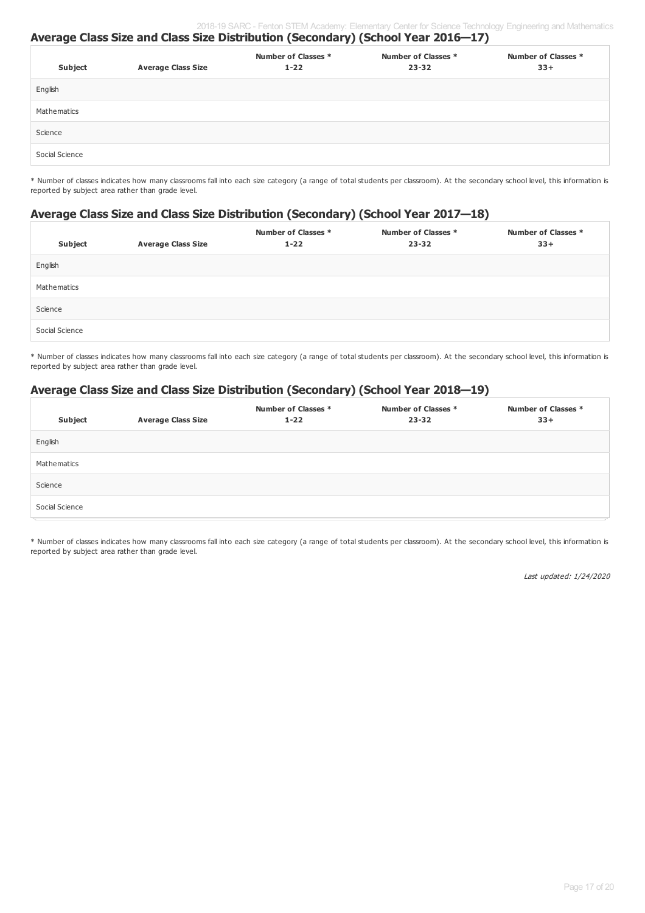## Average Class Size and Class Size Distribution (Secondary) (School Year 2016—17)

| Subject | Average Class Size | Number of Classes * 1-22 | Number of Classes * 23-32 | Number of Classes * 33+ |
|---|---|---|---|---|
| English | | | | |
| Mathematics | | | | |
| Science | | | | |
| Social Science | | | | |

* Number of classes indicates how many classrooms fall into each size category (a range of total students per classroom). At the secondary school level, this information is reported by subject area rather than grade level.

## Average Class Size and Class Size Distribution (Secondary) (School Year 2017—18)

| Subject | Average Class Size | Number of Classes * 1-22 | Number of Classes * 23-32 | Number of Classes * 33+ |
|---|---|---|---|---|
| English | | | | |
| Mathematics | | | | |
| Science | | | | |
| Social Science | | | | |

* Number of classes indicates how many classrooms fall into each size category (a range of total students per classroom). At the secondary school level, this information is reported by subject area rather than grade level.

## Average Class Size and Class Size Distribution (Secondary) (School Year 2018—19)

| Subject | Average Class Size | Number of Classes * 1-22 | Number of Classes * 23-32 | Number of Classes * 33+ |
|---|---|---|---|---|
| English | | | | |
| Mathematics | | | | |
| Science | | | | |
| Social Science | | | | |

* Number of classes indicates how many classrooms fall into each size category (a range of total students per classroom). At the secondary school level, this information is reported by subject area rather than grade level.

*Last updated: 1/24/2020*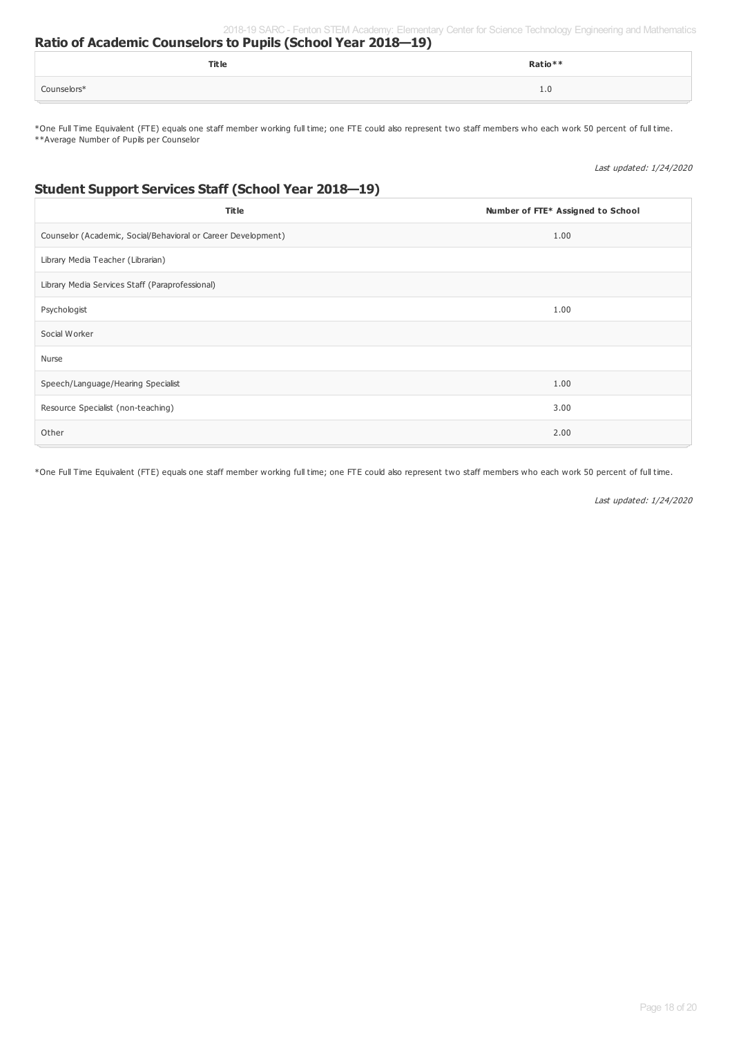## Ratio of Academic Counselors to Pupils (School Year 2018—19)

| Title | Ratio** |
| --- | --- |
| Counselors* | 1.0 |

*One Full Time Equivalent (FTE) equals one staff member working full time; one FTE could also represent two staff members who each work 50 percent of full time.
**Average Number of Pupils per Counselor

*Last updated: 1/24/2020*

## Student Support Services Staff (School Year 2018—19)

| Title | Number of FTE* Assigned to School |
| --- | --- |
| Counselor (Academic, Social/Behavioral or Career Development) | 1.00 |
| Library Media Teacher (Librarian) | |
| Library Media Services Staff (Paraprofessional) | |
| Psychologist | 1.00 |
| Social Worker | |
| Nurse | |
| Speech/Language/Hearing Specialist | 1.00 |
| Resource Specialist (non-teaching) | 3.00 |
| Other | 2.00 |

*One Full Time Equivalent (FTE) equals one staff member working full time; one FTE could also represent two staff members who each work 50 percent of full time.

*Last updated: 1/24/2020*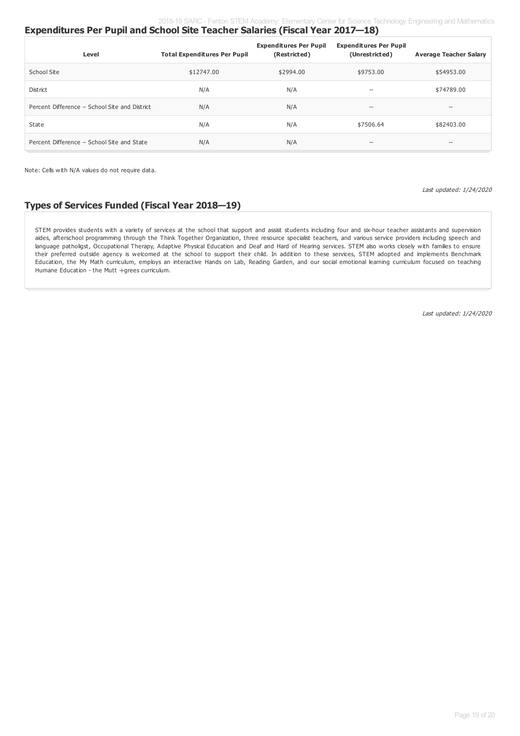## Expenditures Per Pupil and School Site Teacher Salaries (Fiscal Year 2017—18)

| Level | Total Expenditures Per Pupil | Expenditures Per Pupil (Restricted) | Expenditures Per Pupil (Unrestricted) | Average Teacher Salary |
|---|---|---|---|---|
| School Site | \$12747.00 | \$2994.00 | \$9753.00 | \$54953.00 |
| District | N/A | N/A | -- | \$74789.00 |
| Percent Difference – School Site and District | N/A | N/A | -- | -- |
| State | N/A | N/A | \$7506.64 | \$82403.00 |
| Percent Difference – School Site and State | N/A | N/A | -- | -- |

Note: Cells with N/A values do not require data.

*Last updated: 1/24/2020*

## Types of Services Funded (Fiscal Year 2018—19)

STEM provides students with a variety of services at the school that support and assist students including four and six-hour teacher assistants and supervision aides, afterschool programming through the Think Together Organization, three resource specialist teachers, and various service providers including speech and language patholigst, Occupational Therapy, Adaptive Physical Education and Deaf and Hard of Hearing services. STEM also works closely with families to ensure their preferred outside agency is welcomed at the school to support their child. In addition to these services, STEM adopted and implements Benchmark Education, the My Math curriculum, employs an interactive Hands on Lab, Reading Garden, and our social emotional learning curriculum focused on teaching Humane Education - the Mutt -i-grees curriculum.

*Last updated: 1/24/2020*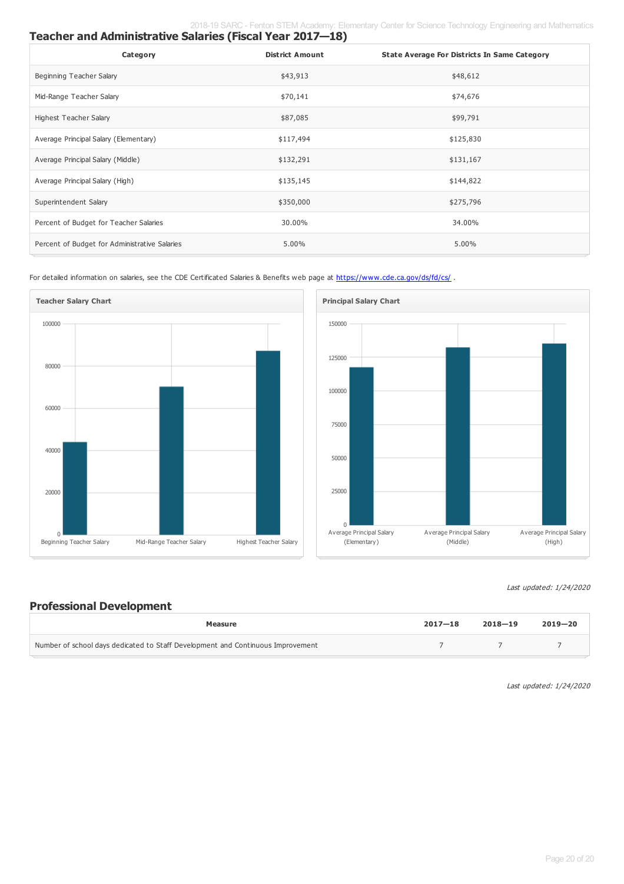## Teacher and Administrative Salaries (Fiscal Year 2017—18)

| Category | District Amount | State Average For Districts In Same Category |
| --- | --- | --- |
| Beginning Teacher Salary | $43,913 | $48,612 |
| Mid-Range Teacher Salary | $70,141 | $74,676 |
| Highest Teacher Salary | $87,085 | $99,791 |
| Average Principal Salary (Elementary) | $117,494 | $125,830 |
| Average Principal Salary (Middle) | $132,291 | $131,167 |
| Average Principal Salary (High) | $135,145 | $144,822 |
| Superintendent Salary | $350,000 | $275,796 |
| Percent of Budget for Teacher Salaries | 30.00% | 34.00% |
| Percent of Budget for Administrative Salaries | 5.00% | 5.00% |

For detailed information on salaries, see the CDE Certificated Salaries & Benefits web page at https://www.cde.ca.gov/ds/fd/cs/ .

**Teacher Salary Chart**

100000
80000
60000
40000
20000
0
Beginning Teacher Salary
Mid-Range Teacher Salary
Highest Teacher Salary

**Principal Salary Chart**

150000
125000
100000
75000
50000
25000
0
Average Principal Salary (Elementary)
Average Principal Salary (Middle)
Average Principal Salary (High)

*Last updated: 1/24/2020*

## Professional Development

| Measure | 2017—18 | 2018—19 | 2019—20 |
| --- | --- | --- | --- |
| Number of school days dedicated to Staff Development and Continuous Improvement | 7 | 7 | 7 |

*Last updated: 1/24/2020*